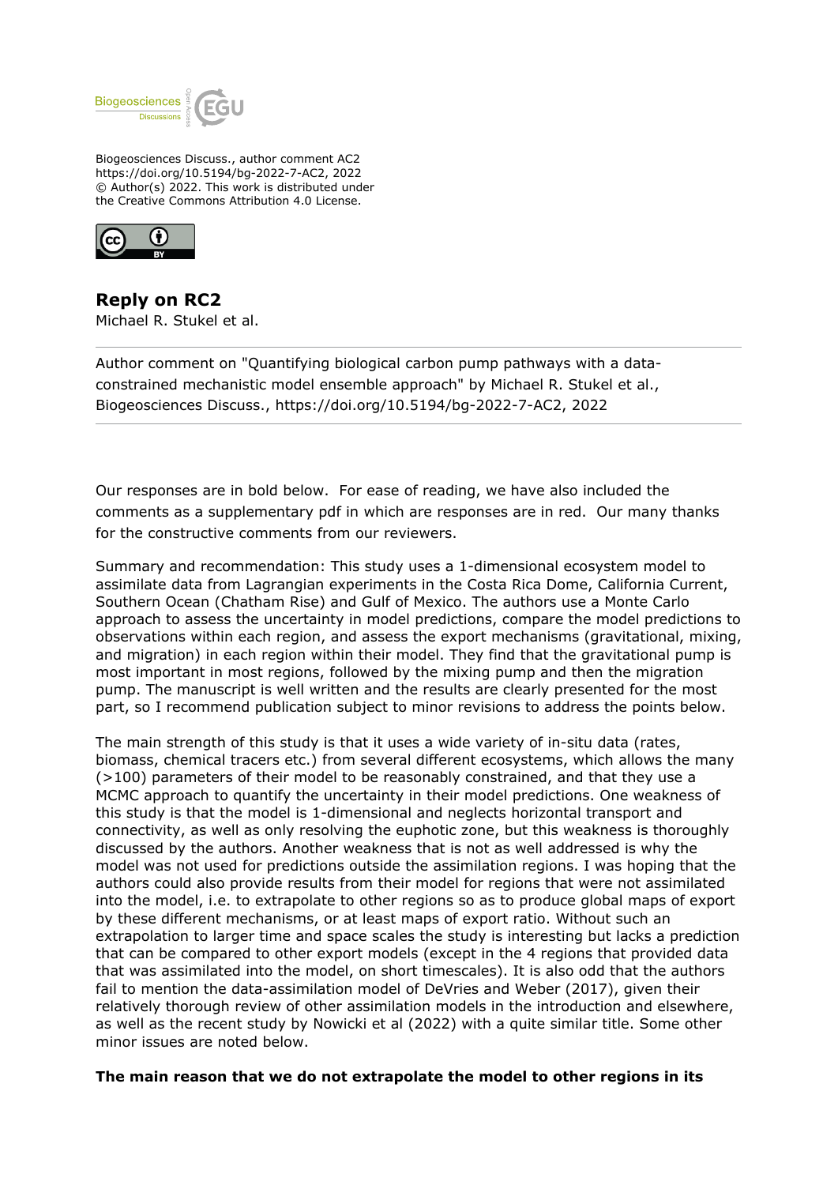Biogeosciences Discuss., author comment AC2
https://doi.org/10.5194/bg-2022-7-AC2, 2022
© Author(s) 2022. This work is distributed under
the Creative Commons Attribution 4.0 License.

## Reply on RC2

Michael R. Stukel et al.

---

Author comment on "Quantifying biological carbon pump pathways with a data-constrained mechanistic model ensemble approach" by Michael R. Stukel et al., Biogeosciences Discuss., https://doi.org/10.5194/bg-2022-7-AC2, 2022

---

Our responses are in bold below. For ease of reading, we have also included the comments as a supplementary pdf in which are responses are in red. Our many thanks for the constructive comments from our reviewers.

Summary and recommendation: This study uses a 1-dimensional ecosystem model to assimilate data from Lagrangian experiments in the Costa Rica Dome, California Current, Southern Ocean (Chatham Rise) and Gulf of Mexico. The authors use a Monte Carlo approach to assess the uncertainty in model predictions, compare the model predictions to observations within each region, and assess the export mechanisms (gravitational, mixing, and migration) in each region within their model. They find that the gravitational pump is most important in most regions, followed by the mixing pump and then the migration pump. The manuscript is well written and the results are clearly presented for the most part, so I recommend publication subject to minor revisions to address the points below.

The main strength of this study is that it uses a wide variety of in-situ data (rates, biomass, chemical tracers etc.) from several different ecosystems, which allows the many (>100) parameters of their model to be reasonably constrained, and that they use a MCMC approach to quantify the uncertainty in their model predictions. One weakness of this study is that the model is 1-dimensional and neglects horizontal transport and connectivity, as well as only resolving the euphotic zone, but this weakness is thoroughly discussed by the authors. Another weakness that is not as well addressed is why the model was not used for predictions outside the assimilation regions. I was hoping that the authors could also provide results from their model for regions that were not assimilated into the model, i.e. to extrapolate to other regions so as to produce global maps of export by these different mechanisms, or at least maps of export ratio. Without such an extrapolation to larger time and space scales the study is interesting but lacks a prediction that can be compared to other export models (except in the 4 regions that provided data that was assimilated into the model, on short timescales). It is also odd that the authors fail to mention the data-assimilation model of DeVries and Weber (2017), given their relatively thorough review of other assimilation models in the introduction and elsewhere, as well as the recent study by Nowicki et al (2022) with a quite similar title. Some other minor issues are noted below.

**The main reason that we do not extrapolate the model to other regions in its**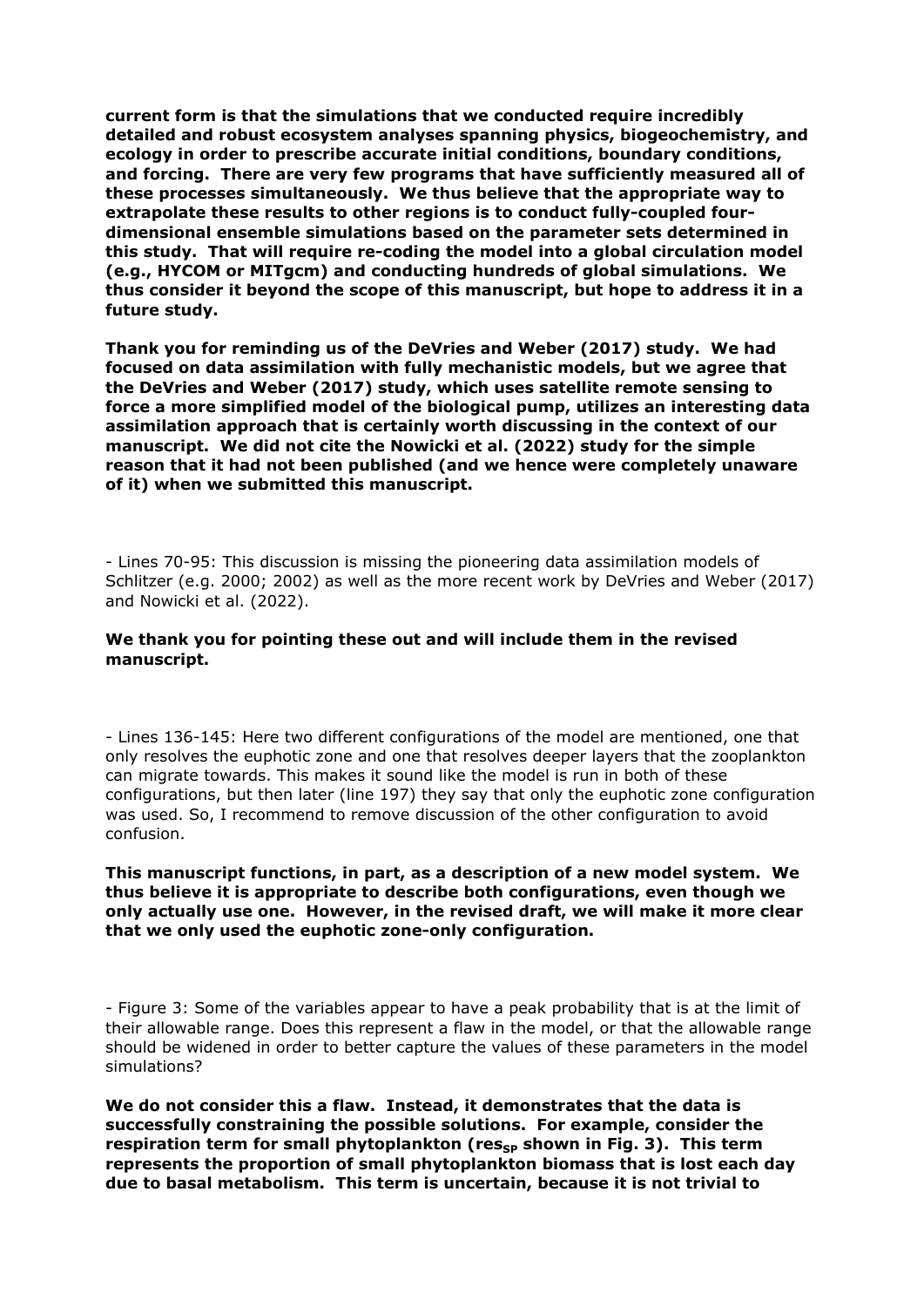**current form is that the simulations that we conducted require incredibly detailed and robust ecosystem analyses spanning physics, biogeochemistry, and ecology in order to prescribe accurate initial conditions, boundary conditions, and forcing. There are very few programs that have sufficiently measured all of these processes simultaneously. We thus believe that the appropriate way to extrapolate these results to other regions is to conduct fully-coupled four-dimensional ensemble simulations based on the parameter sets determined in this study. That will require re-coding the model into a global circulation model (e.g., HYCOM or MITgcm) and conducting hundreds of global simulations. We thus consider it beyond the scope of this manuscript, but hope to address it in a future study.**

**Thank you for reminding us of the DeVries and Weber (2017) study. We had focused on data assimilation with fully mechanistic models, but we agree that the DeVries and Weber (2017) study, which uses satellite remote sensing to force a more simplified model of the biological pump, utilizes an interesting data assimilation approach that is certainly worth discussing in the context of our manuscript. We did not cite the Nowicki et al. (2022) study for the simple reason that it had not been published (and we hence were completely unaware of it) when we submitted this manuscript.**

- Lines 70-95: This discussion is missing the pioneering data assimilation models of Schlitzer (e.g. 2000; 2002) as well as the more recent work by DeVries and Weber (2017) and Nowicki et al. (2022).

**We thank you for pointing these out and will include them in the revised manuscript.**

- Lines 136-145: Here two different configurations of the model are mentioned, one that only resolves the euphotic zone and one that resolves deeper layers that the zooplankton can migrate towards. This makes it sound like the model is run in both of these configurations, but then later (line 197) they say that only the euphotic zone configuration was used. So, I recommend to remove discussion of the other configuration to avoid confusion.

**This manuscript functions, in part, as a description of a new model system. We thus believe it is appropriate to describe both configurations, even though we only actually use one. However, in the revised draft, we will make it more clear that we only used the euphotic zone-only configuration.**

- Figure 3: Some of the variables appear to have a peak probability that is at the limit of their allowable range. Does this represent a flaw in the model, or that the allowable range should be widened in order to better capture the values of these parameters in the model simulations?

**We do not consider this a flaw. Instead, it demonstrates that the data is successfully constraining the possible solutions. For example, consider the respiration term for small phytoplankton ($res_{SP}$ shown in Fig. 3). This term represents the proportion of small phytoplankton biomass that is lost each day due to basal metabolism. This term is uncertain, because it is not trivial to**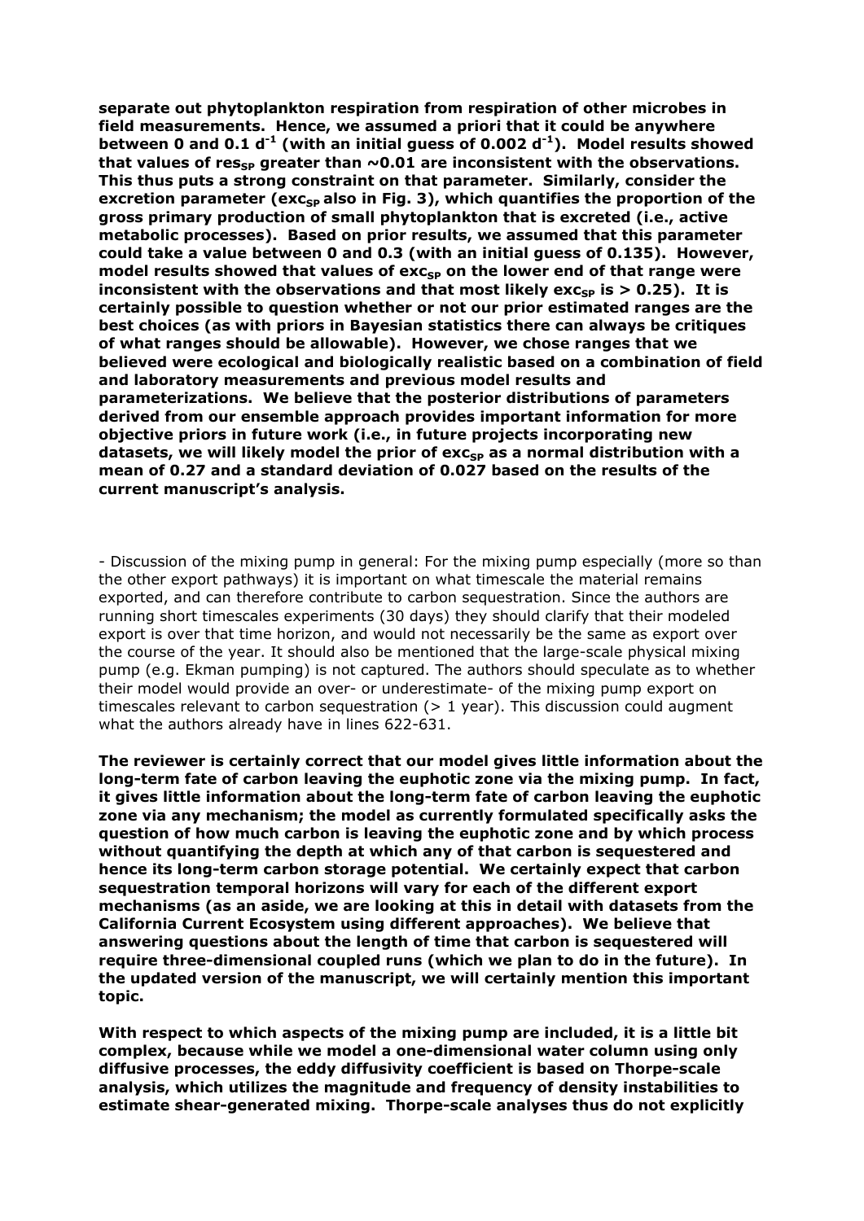**separate out phytoplankton respiration from respiration of other microbes in field measurements. Hence, we assumed a priori that it could be anywhere between 0 and 0.1 $d^{-1}$ (with an initial guess of 0.002 $d^{-1}$). Model results showed that values of $res_{SP}$ greater than ~0.01 are inconsistent with the observations. This thus puts a strong constraint on that parameter. Similarly, consider the excretion parameter ($exc_{SP}$ also in Fig. 3), which quantifies the proportion of the gross primary production of small phytoplankton that is excreted (i.e., active metabolic processes). Based on prior results, we assumed that this parameter could take a value between 0 and 0.3 (with an initial guess of 0.135). However, model results showed that values of $exc_{SP}$ on the lower end of that range were inconsistent with the observations and that most likely $exc_{SP}$ is > 0.25). It is certainly possible to question whether or not our prior estimated ranges are the best choices (as with priors in Bayesian statistics there can always be critiques of what ranges should be allowable). However, we chose ranges that we believed were ecological and biologically realistic based on a combination of field and laboratory measurements and previous model results and parameterizations. We believe that the posterior distributions of parameters derived from our ensemble approach provides important information for more objective priors in future work (i.e., in future projects incorporating new datasets, we will likely model the prior of $exc_{SP}$ as a normal distribution with a mean of 0.27 and a standard deviation of 0.027 based on the results of the current manuscript's analysis.**

- Discussion of the mixing pump in general: For the mixing pump especially (more so than the other export pathways) it is important on what timescale the material remains exported, and can therefore contribute to carbon sequestration. Since the authors are running short timescales experiments (30 days) they should clarify that their modeled export is over that time horizon, and would not necessarily be the same as export over the course of the year. It should also be mentioned that the large-scale physical mixing pump (e.g. Ekman pumping) is not captured. The authors should speculate as to whether their model would provide an over- or underestimate- of the mixing pump export on timescales relevant to carbon sequestration (> 1 year). This discussion could augment what the authors already have in lines 622-631.

**The reviewer is certainly correct that our model gives little information about the long-term fate of carbon leaving the euphotic zone via the mixing pump. In fact, it gives little information about the long-term fate of carbon leaving the euphotic zone via any mechanism; the model as currently formulated specifically asks the question of how much carbon is leaving the euphotic zone and by which process without quantifying the depth at which any of that carbon is sequestered and hence its long-term carbon storage potential. We certainly expect that carbon sequestration temporal horizons will vary for each of the different export mechanisms (as an aside, we are looking at this in detail with datasets from the California Current Ecosystem using different approaches). We believe that answering questions about the length of time that carbon is sequestered will require three-dimensional coupled runs (which we plan to do in the future). In the updated version of the manuscript, we will certainly mention this important topic.**

**With respect to which aspects of the mixing pump are included, it is a little bit complex, because while we model a one-dimensional water column using only diffusive processes, the eddy diffusivity coefficient is based on Thorpe-scale analysis, which utilizes the magnitude and frequency of density instabilities to estimate shear-generated mixing. Thorpe-scale analyses thus do not explicitly**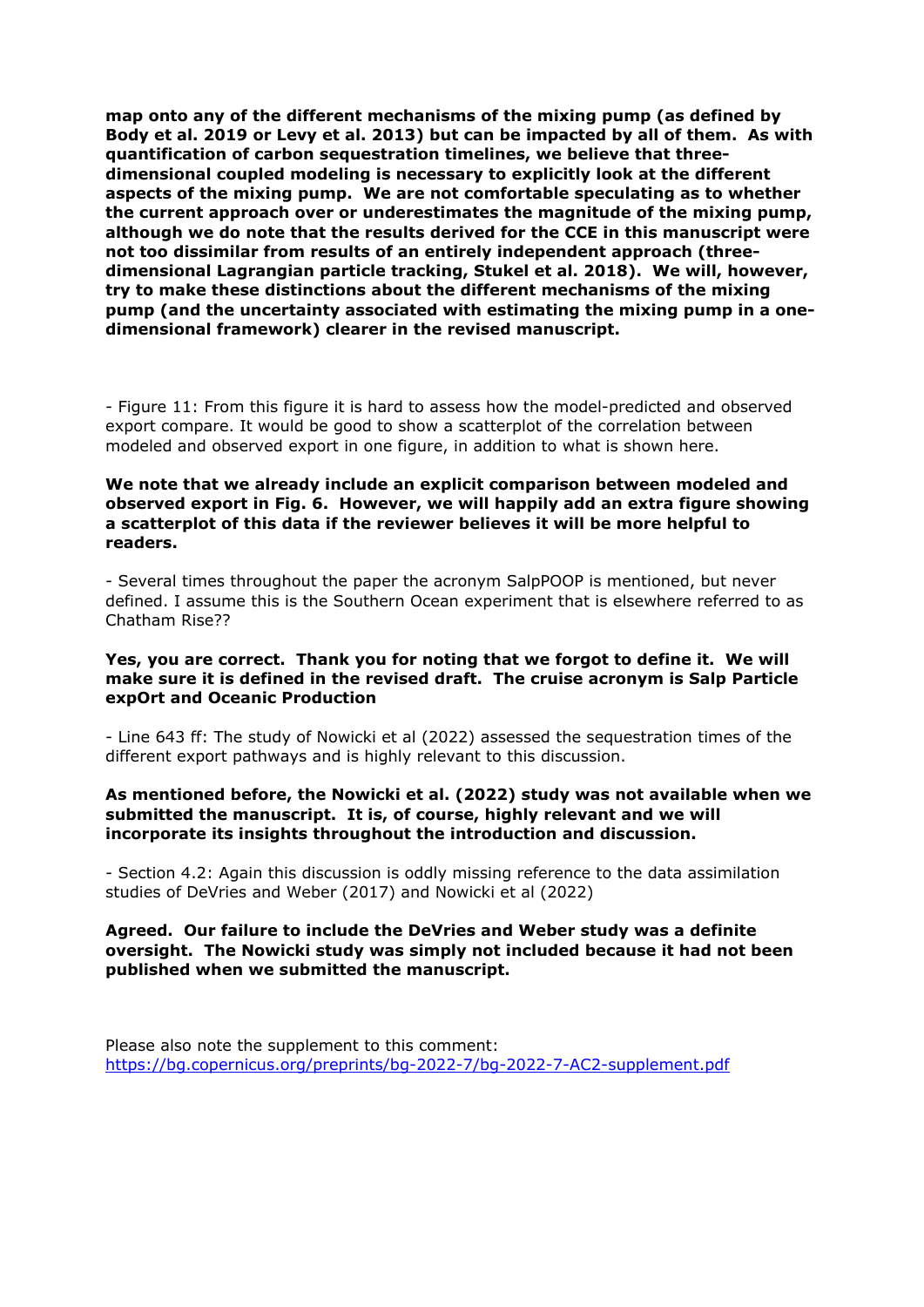**map onto any of the different mechanisms of the mixing pump (as defined by Body et al. 2019 or Levy et al. 2013) but can be impacted by all of them. As with quantification of carbon sequestration timelines, we believe that three-dimensional coupled modeling is necessary to explicitly look at the different aspects of the mixing pump. We are not comfortable speculating as to whether the current approach over or underestimates the magnitude of the mixing pump, although we do note that the results derived for the CCE in this manuscript were not too dissimilar from results of an entirely independent approach (three-dimensional Lagrangian particle tracking, Stukel et al. 2018). We will, however, try to make these distinctions about the different mechanisms of the mixing pump (and the uncertainty associated with estimating the mixing pump in a one-dimensional framework) clearer in the revised manuscript.**

- Figure 11: From this figure it is hard to assess how the model-predicted and observed export compare. It would be good to show a scatterplot of the correlation between modeled and observed export in one figure, in addition to what is shown here.

**We note that we already include an explicit comparison between modeled and observed export in Fig. 6. However, we will happily add an extra figure showing a scatterplot of this data if the reviewer believes it will be more helpful to readers.**

- Several times throughout the paper the acronym SalpPOOP is mentioned, but never defined. I assume this is the Southern Ocean experiment that is elsewhere referred to as Chatham Rise??

**Yes, you are correct. Thank you for noting that we forgot to define it. We will make sure it is defined in the revised draft. The cruise acronym is Salp Particle expOrt and Oceanic Production**

- Line 643 ff: The study of Nowicki et al (2022) assessed the sequestration times of the different export pathways and is highly relevant to this discussion.

**As mentioned before, the Nowicki et al. (2022) study was not available when we submitted the manuscript. It is, of course, highly relevant and we will incorporate its insights throughout the introduction and discussion.**

- Section 4.2: Again this discussion is oddly missing reference to the data assimilation studies of DeVries and Weber (2017) and Nowicki et al (2022)

**Agreed. Our failure to include the DeVries and Weber study was a definite oversight. The Nowicki study was simply not included because it had not been published when we submitted the manuscript.**

Please also note the supplement to this comment:
https://bg.copernicus.org/preprints/bg-2022-7/bg-2022-7-AC2-supplement.pdf